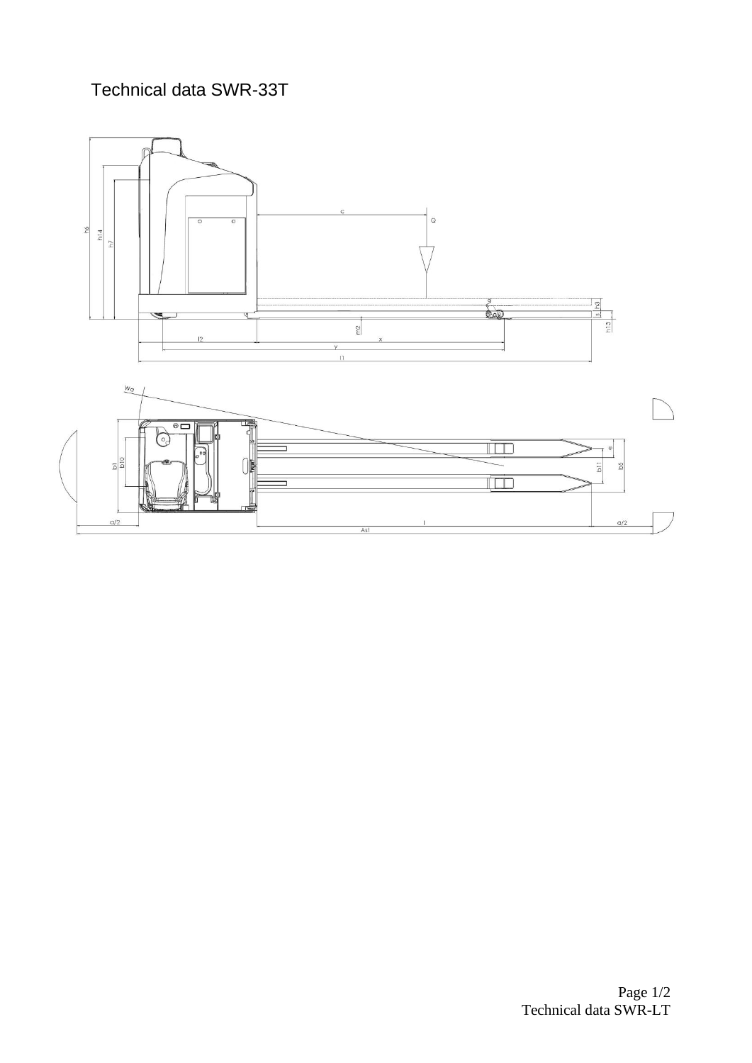# Technical data SWR-33T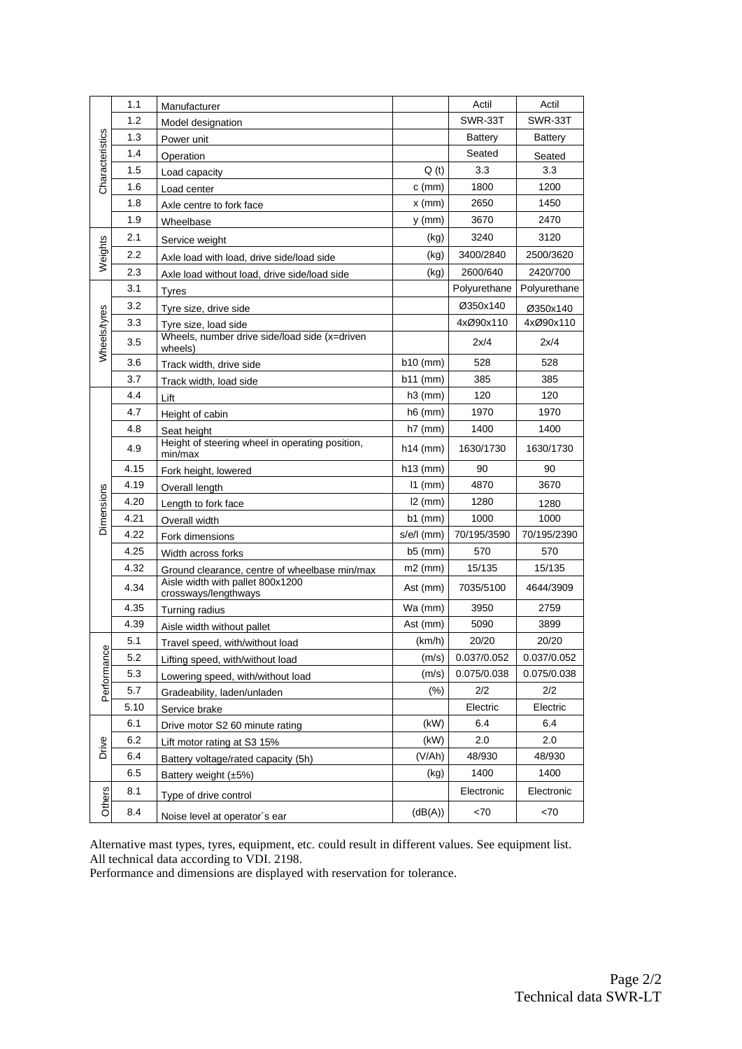| | | | | | |
|---|---|---|---|---|---|
| Characteristics | 1.1 | Manufacturer | | Actil | Actil |
| | 1.2 | Model designation | | SWR-33T | SWR-33T |
| | 1.3 | Power unit | | Battery | Battery |
| | 1.4 | Operation | | Seated | Seated |
| | 1.5 | Load capacity | Q (t) | 3.3 | 3.3 |
| | 1.6 | Load center | c (mm) | 1800 | 1200 |
| | 1.8 | Axle centre to fork face | x (mm) | 2650 | 1450 |
| | 1.9 | Wheelbase | y (mm) | 3670 | 2470 |
| Weights | 2.1 | Service weight | (kg) | 3240 | 3120 |
| | 2.2 | Axle load with load, drive side/load side | (kg) | 3400/2840 | 2500/3620 |
| | 2.3 | Axle load without load, drive side/load side | (kg) | 2600/640 | 2420/700 |
| Wheels/tyres | 3.1 | Tyres | | Polyurethane | Polyurethane |
| | 3.2 | Tyre size, drive side | | Ø350x140 | Ø350x140 |
| | 3.3 | Tyre size, load side | | 4xØ90x110 | 4xØ90x110 |
| | 3.5 | Wheels, number drive side/load side (x=driven wheels) | | 2x/4 | 2x/4 |
| | 3.6 | Track width, drive side | b10 (mm) | 528 | 528 |
| | 3.7 | Track width, load side | b11 (mm) | 385 | 385 |
| Dimensions | 4.4 | Lift | h3 (mm) | 120 | 120 |
| | 4.7 | Height of cabin | h6 (mm) | 1970 | 1970 |
| | 4.8 | Seat height | h7 (mm) | 1400 | 1400 |
| | 4.9 | Height of steering wheel in operating position, min/max | h14 (mm) | 1630/1730 | 1630/1730 |
| | 4.15 | Fork height, lowered | h13 (mm) | 90 | 90 |
| | 4.19 | Overall length | l1 (mm) | 4870 | 3670 |
| | 4.20 | Length to fork face | l2 (mm) | 1280 | 1280 |
| | 4.21 | Overall width | b1 (mm) | 1000 | 1000 |
| | 4.22 | Fork dimensions | s/e/l (mm) | 70/195/3590 | 70/195/2390 |
| | 4.25 | Width across forks | b5 (mm) | 570 | 570 |
| | 4.32 | Ground clearance, centre of wheelbase min/max | m2 (mm) | 15/135 | 15/135 |
| | 4.34 | Aisle width with pallet 800x1200 crossways/lengthways | Ast (mm) | 7035/5100 | 4644/3909 |
| | 4.35 | Turning radius | Wa (mm) | 3950 | 2759 |
| | 4.39 | Aisle width without pallet | Ast (mm) | 5090 | 3899 |
| Performance | 5.1 | Travel speed, with/without load | (km/h) | 20/20 | 20/20 |
| | 5.2 | Lifting speed, with/without load | (m/s) | 0.037/0.052 | 0.037/0.052 |
| | 5.3 | Lowering speed, with/without load | (m/s) | 0.075/0.038 | 0.075/0.038 |
| | 5.7 | Gradeability, laden/unladen | (%) | 2/2 | 2/2 |
| | 5.10 | Service brake | | Electric | Electric |
| Drive | 6.1 | Drive motor S2 60 minute rating | (kW) | 6.4 | 6.4 |
| | 6.2 | Lift motor rating at S3 15% | (kW) | 2.0 | 2.0 |
| | 6.4 | Battery voltage/rated capacity (5h) | (V/Ah) | 48/930 | 48/930 |
| | 6.5 | Battery weight (±5%) | (kg) | 1400 | 1400 |
| Others | 8.1 | Type of drive control | | Electronic | Electronic |
| | 8.4 | Noise level at operator´s ear | (dB(A)) | <70 | <70 |

Alternative mast types, tyres, equipment, etc. could result in different values. See equipment list.
All technical data according to VDI. 2198.
Performance and dimensions are displayed with reservation for tolerance.

Technical data SWR-LT